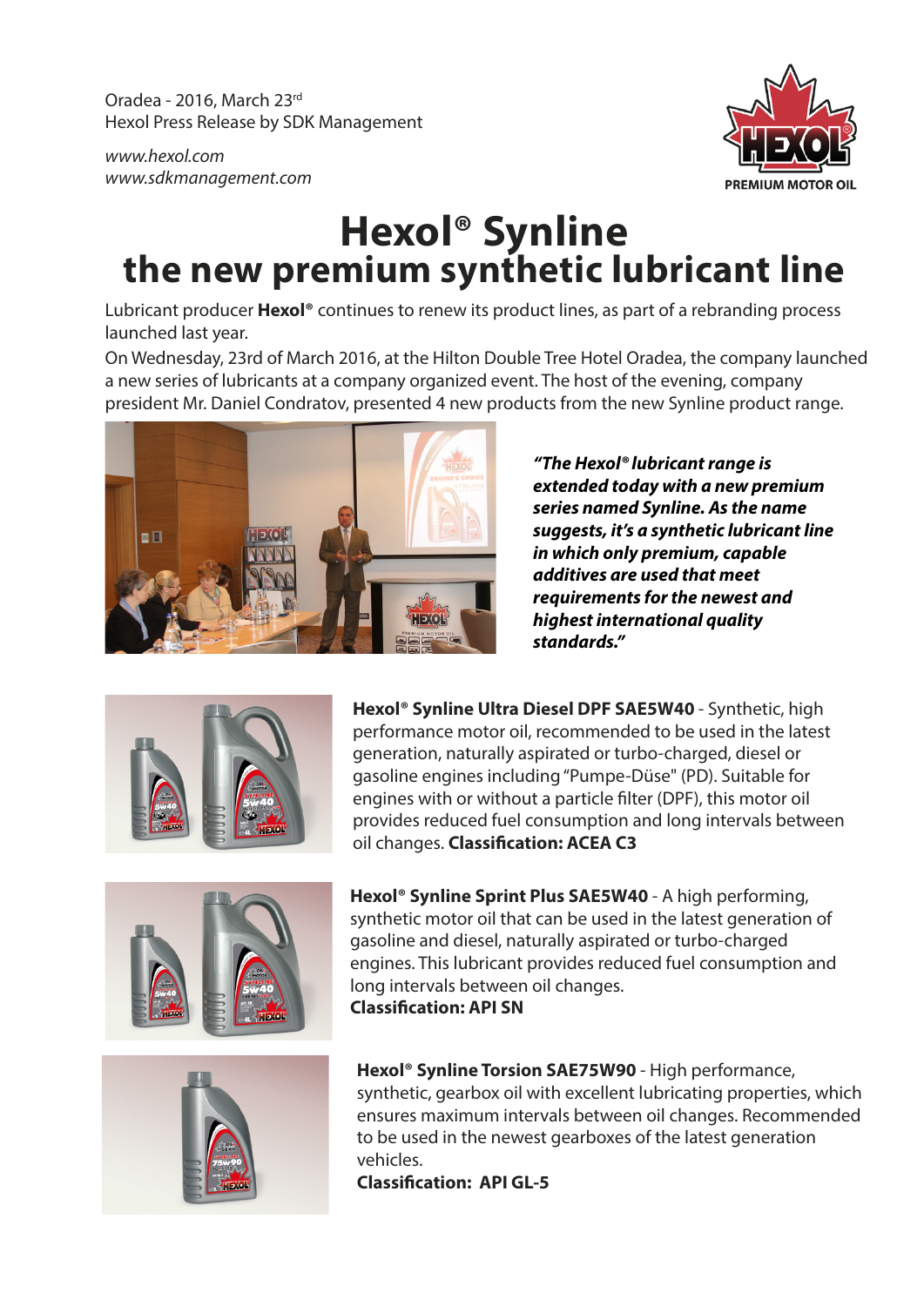Oradea - 2016, March 23rd
Hexol Press Release by SDK Management

*www.hexol.com*
*www.sdkmanagement.com*

# Hexol® Synline
# the new premium synthetic lubricant line

Lubricant producer **Hexol®** continues to renew its product lines, as part of a rebranding process launched last year.

On Wednesday, 23rd of March 2016, at the Hilton Double Tree Hotel Oradea, the company launched a new series of lubricants at a company organized event. The host of the evening, company president Mr. Daniel Condratov, presented 4 new products from the new Synline product range.

***"The Hexol® lubricant range is extended today with a new premium series named Synline. As the name suggests, it's a synthetic lubricant line in which only premium, capable additives are used that meet requirements for the newest and highest international quality standards."***

**Hexol® Synline Ultra Diesel DPF SAE5W40** - Synthetic, high performance motor oil, recommended to be used in the latest generation, naturally aspirated or turbo-charged, diesel or gasoline engines including "Pumpe-Düse" (PD). Suitable for engines with or without a particle filter (DPF), this motor oil provides reduced fuel consumption and long intervals between oil changes. **Classification: ACEA C3**

**Hexol® Synline Sprint Plus SAE5W40** - A high performing, synthetic motor oil that can be used in the latest generation of gasoline and diesel, naturally aspirated or turbo-charged engines. This lubricant provides reduced fuel consumption and long intervals between oil changes.
**Classification: API SN**

**Hexol® Synline Torsion SAE75W90** - High performance, synthetic, gearbox oil with excellent lubricating properties, which ensures maximum intervals between oil changes. Recommended to be used in the newest gearboxes of the latest generation vehicles.
**Classification: API GL-5**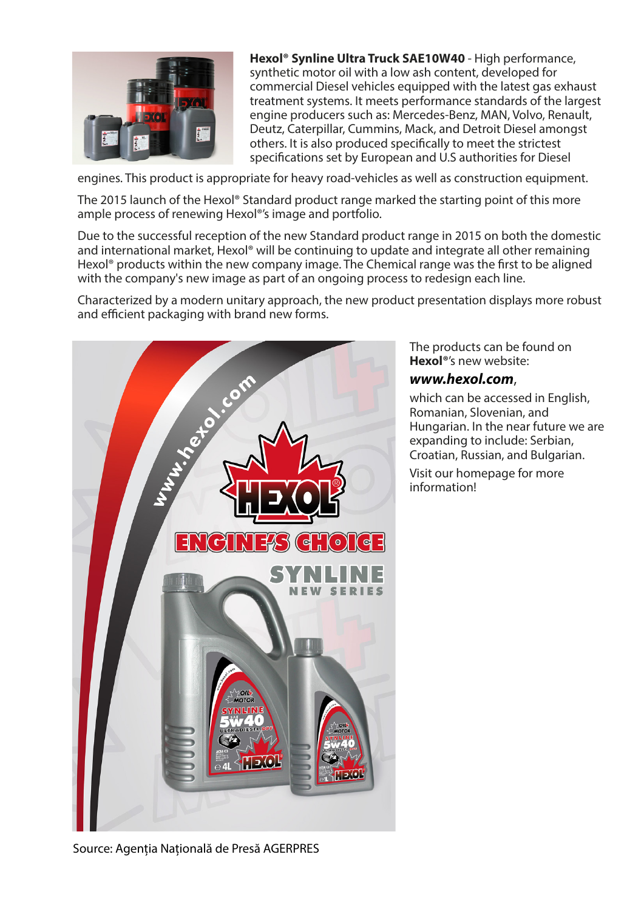**Hexol® Synline Ultra Truck SAE10W40** - High performance, synthetic motor oil with a low ash content, developed for commercial Diesel vehicles equipped with the latest gas exhaust treatment systems. It meets performance standards of the largest engine producers such as: Mercedes-Benz, MAN, Volvo, Renault, Deutz, Caterpillar, Cummins, Mack, and Detroit Diesel amongst others. It is also produced specifically to meet the strictest specifications set by European and U.S authorities for Diesel engines. This product is appropriate for heavy road-vehicles as well as construction equipment.

The 2015 launch of the Hexol® Standard product range marked the starting point of this more ample process of renewing Hexol®'s image and portfolio.

Due to the successful reception of the new Standard product range in 2015 on both the domestic and international market, Hexol® will be continuing to update and integrate all other remaining Hexol® products within the new company image. The Chemical range was the first to be aligned with the company's new image as part of an ongoing process to redesign each line.

Characterized by a modern unitary approach, the new product presentation displays more robust and efficient packaging with brand new forms.

The products can be found on **Hexol®**'s new website:

***www.hexol.com***,

which can be accessed in English, Romanian, Slovenian, and Hungarian. In the near future we are expanding to include: Serbian, Croatian, Russian, and Bulgarian.

Visit our homepage for more information!

Source: Agenția Națională de Presă AGERPRES